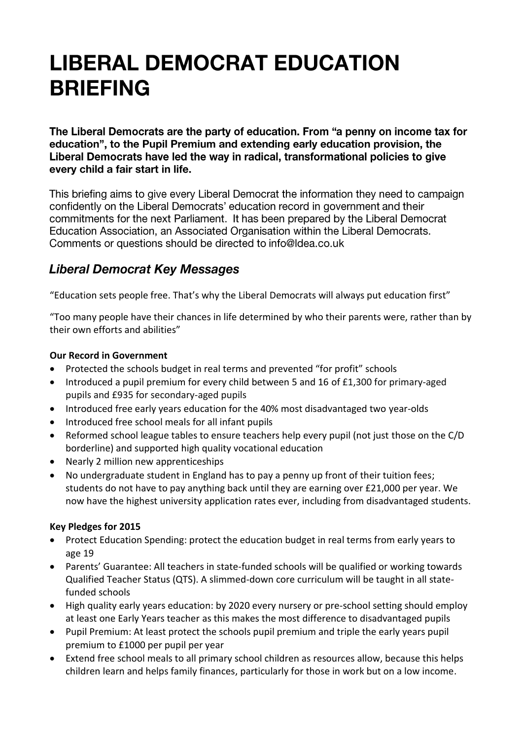# LIBERAL DEMOCRAT EDUCATION BRIEFING

**The Liberal Democrats are the party of education. From “a penny on income tax for education”, to the Pupil Premium and extending early education provision, the Liberal Democrats have led the way in radical, transformational policies to give every child a fair start in life.**

This briefing aims to give every Liberal Democrat the information they need to campaign confidently on the Liberal Democrats’ education record in government and their commitments for the next Parliament. It has been prepared by the Liberal Democrat Education Association, an Associated Organisation within the Liberal Democrats. Comments or questions should be directed to info@ldea.co.uk

## *Liberal Democrat Key Messages*

“Education sets people free. That’s why the Liberal Democrats will always put education first”

“Too many people have their chances in life determined by who their parents were, rather than by their own efforts and abilities”

**Our Record in Government**

- Protected the schools budget in real terms and prevented “for profit” schools
- Introduced a pupil premium for every child between 5 and 16 of £1,300 for primary-aged pupils and £935 for secondary-aged pupils
- Introduced free early years education for the 40% most disadvantaged two year-olds
- Introduced free school meals for all infant pupils
- Reformed school league tables to ensure teachers help every pupil (not just those on the C/D borderline) and supported high quality vocational education
- Nearly 2 million new apprenticeships
- No undergraduate student in England has to pay a penny up front of their tuition fees; students do not have to pay anything back until they are earning over £21,000 per year. We now have the highest university application rates ever, including from disadvantaged students.

**Key Pledges for 2015**

- Protect Education Spending: protect the education budget in real terms from early years to age 19
- Parents’ Guarantee: All teachers in state-funded schools will be qualified or working towards Qualified Teacher Status (QTS). A slimmed-down core curriculum will be taught in all state-funded schools
- High quality early years education: by 2020 every nursery or pre-school setting should employ at least one Early Years teacher as this makes the most difference to disadvantaged pupils
- Pupil Premium: At least protect the schools pupil premium and triple the early years pupil premium to £1000 per pupil per year
- Extend free school meals to all primary school children as resources allow, because this helps children learn and helps family finances, particularly for those in work but on a low income.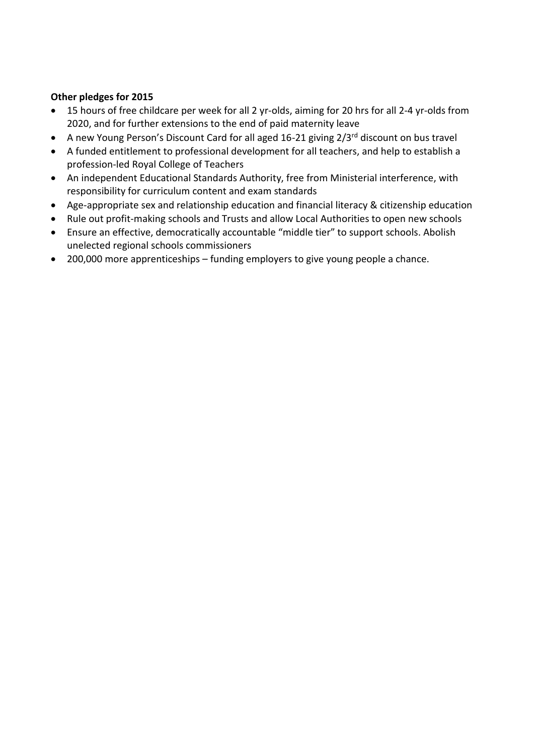**Other pledges for 2015**

- 15 hours of free childcare per week for all 2 yr-olds, aiming for 20 hrs for all 2-4 yr-olds from 2020, and for further extensions to the end of paid maternity leave
- A new Young Person's Discount Card for all aged 16-21 giving 2/3rd discount on bus travel
- A funded entitlement to professional development for all teachers, and help to establish a profession-led Royal College of Teachers
- An independent Educational Standards Authority, free from Ministerial interference, with responsibility for curriculum content and exam standards
- Age-appropriate sex and relationship education and financial literacy & citizenship education
- Rule out profit-making schools and Trusts and allow Local Authorities to open new schools
- Ensure an effective, democratically accountable "middle tier" to support schools. Abolish unelected regional schools commissioners
- 200,000 more apprenticeships – funding employers to give young people a chance.